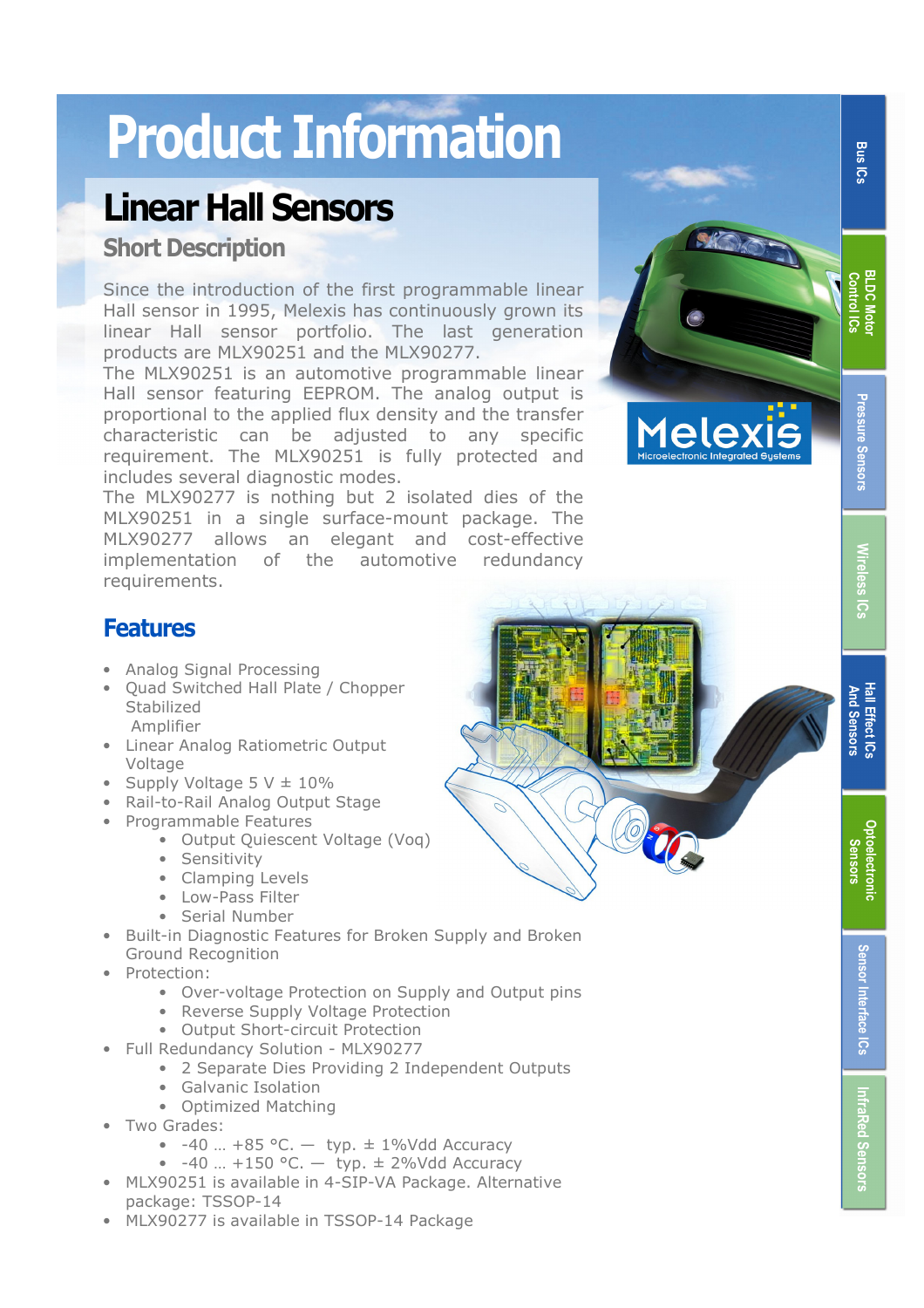# Product Information

## Linear Hall Sensors

### Short Description

Since the introduction of the first programmable linear Hall sensor in 1995, Melexis has continuously grown its linear Hall sensor portfolio. The last generation products are MLX90251 and the MLX90277.

The MLX90251 is an automotive programmable linear Hall sensor featuring EEPROM. The analog output is proportional to the applied flux density and the transfer characteristic can be adjusted to any specific requirement. The MLX90251 is fully protected and includes several diagnostic modes.

The MLX90277 is nothing but 2 isolated dies of the MLX90251 in a single surface-mount package. The MLX90277 allows an elegant and cost-effective implementation of the automotive redundancy requirements.

## Features

- Analog Signal Processing
- Quad Switched Hall Plate / Chopper Stabilized Amplifier
- Linear Analog Ratiometric Output Voltage
- Supply Voltage 5 V ± 10%
- Rail-to-Rail Analog Output Stage
- Programmable Features
  - Output Quiescent Voltage (Voq)
  - Sensitivity
  - Clamping Levels
  - Low-Pass Filter
  - Serial Number
- Built-in Diagnostic Features for Broken Supply and Broken Ground Recognition
- Protection:
  - Over-voltage Protection on Supply and Output pins
  - Reverse Supply Voltage Protection
  - Output Short-circuit Protection
- Full Redundancy Solution - MLX90277
  - 2 Separate Dies Providing 2 Independent Outputs
  - Galvanic Isolation
  - Optimized Matching
- Two Grades:
  - -40 … +85 °C. — typ. ± 1%Vdd Accuracy
  - -40 … +150 °C. — typ. ± 2%Vdd Accuracy
- MLX90251 is available in 4-SIP-VA Package. Alternative package: TSSOP-14
- MLX90277 is available in TSSOP-14 Package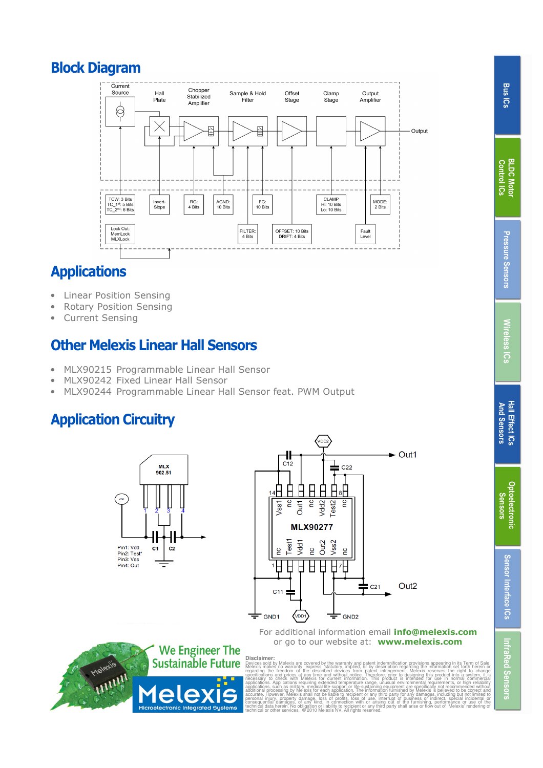## Block Diagram

Current Source
Hall Plate
Chopper Stabilized Amplifier
Sample & Hold Filter
Offset Stage
Clamp Stage
Output Amplifier
Output

TCW: 3 Bits
TC_1st: 5 Bits
TC_2nd: 6 Bits
Invert-Slope
RG: 4 Bits
AGND: 10 Bits
FG: 10 Bits
CLAMP Hi: 10 Bits Lo: 10 Bits
MODE: 2 Bits
Lock Out: MemLock MLXLock
FILTER: 4 Bits
OFFSET: 10 Bits DRIFT: 4 Bits
Fault Level

## Applications

- Linear Position Sensing
- Rotary Position Sensing
- Current Sensing

## Other Melexis Linear Hall Sensors

- MLX90215 Programmable Linear Hall Sensor
- MLX90242 Fixed Linear Hall Sensor
- MLX90244 Programmable Linear Hall Sensor feat. PWM Output

## Application Circuitry

MLX 902.51
VDD
1 2 3 4
C1 C2
Pin1: Vdd
Pin2: Test*
Pin3: Vss
Pin4: Out

MLX90277
VDD2
Out1
C12
C22
14
8
Vss1 nc Out1 nc Vdd2 Test2 nc
nc Test1 Vdd1 nc Out2 Vss2 nc
1
7
C11
C21
Out2
GND1
VDD1
GND2

For additional information email **info@melexis.com**
or go to our website at: **www.melexis.com**

We Engineer The Sustainable Future

Melexis
Microelectronic Integrated Systems

**Disclaimer:**
Devices sold by Melexis are covered by the warranty and patent indemnification provisions appearing in its Term of Sale. Melexis makes no warranty, express, statutory, implied, or by description regarding the information set forth herein or regarding the freedom of the described devices from patent infringement. Melexis reserves the right to change specifications and prices at any time and without notice. Therefore, prior to designing this product into a system, it is necessary to check with Melexis for current information. This product is intended for use in normal commercial applications. Applications requiring extended temperature range, unusual environmental requirements, or high reliability applications, such as military, medical life-support or life-sustaining equipment are specifically not recommended without additional processing by Melexis for each application. The information furnished by Melexis is believed to be correct and accurate. However, Melexis shall not be liable to recipient or any third party for any damages, including but not limited to personal injury, property damage, loss of profits, loss of use, interrupt of business or indirect, special incidental or consequential damages, of any kind, in connection with or arising out of the furnishing, performance or use of the technical data herein. No obligation or liability to recipient or any third party shall arise or flow out of Melexis' rendering of technical or other services. © 2010 Melexis NV. All rights reserved.

Bus ICs
BLDC Motor Control ICs
Pressure Sensors
Wireless ICs
Hall Effect ICs And Sensors
Optoelectronic Sensors
Sensor Interface ICs
InfraRed Sensors